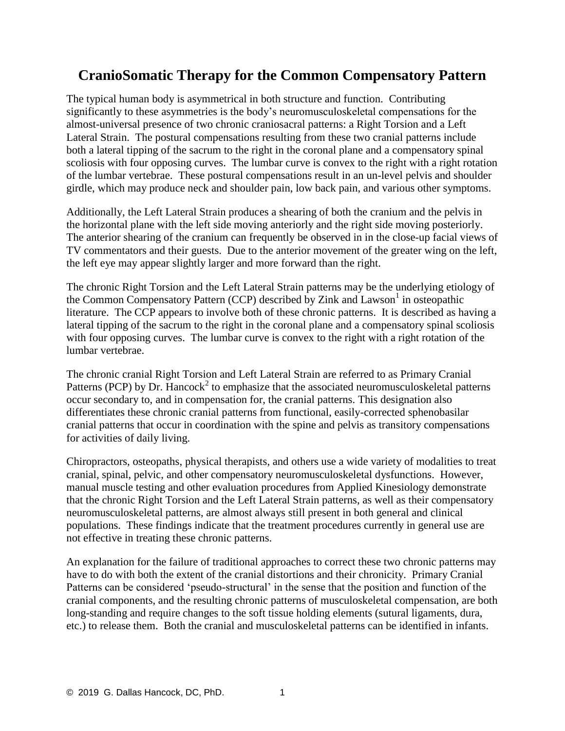# CranioSomatic Therapy for the Common Compensatory Pattern

The typical human body is asymmetrical in both structure and function. Contributing significantly to these asymmetries is the body's neuromusculoskeletal compensations for the almost-universal presence of two chronic craniosacral patterns: a Right Torsion and a Left Lateral Strain. The postural compensations resulting from these two cranial patterns include both a lateral tipping of the sacrum to the right in the coronal plane and a compensatory spinal scoliosis with four opposing curves. The lumbar curve is convex to the right with a right rotation of the lumbar vertebrae. These postural compensations result in an un-level pelvis and shoulder girdle, which may produce neck and shoulder pain, low back pain, and various other symptoms.

Additionally, the Left Lateral Strain produces a shearing of both the cranium and the pelvis in the horizontal plane with the left side moving anteriorly and the right side moving posteriorly. The anterior shearing of the cranium can frequently be observed in in the close-up facial views of TV commentators and their guests. Due to the anterior movement of the greater wing on the left, the left eye may appear slightly larger and more forward than the right.

The chronic Right Torsion and the Left Lateral Strain patterns may be the underlying etiology of the Common Compensatory Pattern (CCP) described by Zink and Lawson[1] in osteopathic literature. The CCP appears to involve both of these chronic patterns. It is described as having a lateral tipping of the sacrum to the right in the coronal plane and a compensatory spinal scoliosis with four opposing curves. The lumbar curve is convex to the right with a right rotation of the lumbar vertebrae.

The chronic cranial Right Torsion and Left Lateral Strain are referred to as Primary Cranial Patterns (PCP) by Dr. Hancock[2] to emphasize that the associated neuromusculoskeletal patterns occur secondary to, and in compensation for, the cranial patterns. This designation also differentiates these chronic cranial patterns from functional, easily-corrected sphenobasilar cranial patterns that occur in coordination with the spine and pelvis as transitory compensations for activities of daily living.

Chiropractors, osteopaths, physical therapists, and others use a wide variety of modalities to treat cranial, spinal, pelvic, and other compensatory neuromusculoskeletal dysfunctions. However, manual muscle testing and other evaluation procedures from Applied Kinesiology demonstrate that the chronic Right Torsion and the Left Lateral Strain patterns, as well as their compensatory neuromusculoskeletal patterns, are almost always still present in both general and clinical populations. These findings indicate that the treatment procedures currently in general use are not effective in treating these chronic patterns.

An explanation for the failure of traditional approaches to correct these two chronic patterns may have to do with both the extent of the cranial distortions and their chronicity. Primary Cranial Patterns can be considered 'pseudo-structural' in the sense that the position and function of the cranial components, and the resulting chronic patterns of musculoskeletal compensation, are both long-standing and require changes to the soft tissue holding elements (sutural ligaments, dura, etc.) to release them. Both the cranial and musculoskeletal patterns can be identified in infants.

© 2019 G. Dallas Hancock, DC, PhD.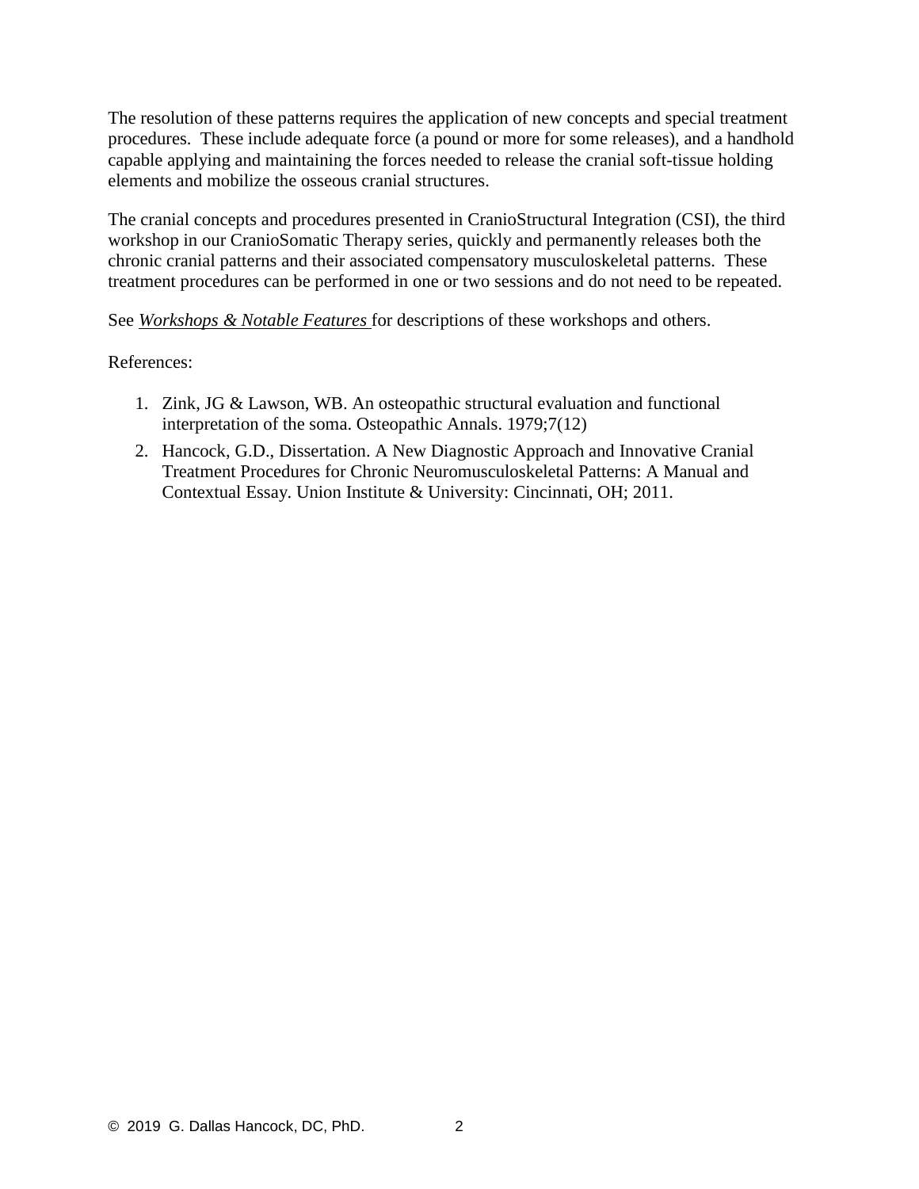The resolution of these patterns requires the application of new concepts and special treatment procedures. These include adequate force (a pound or more for some releases), and a handhold capable applying and maintaining the forces needed to release the cranial soft-tissue holding elements and mobilize the osseous cranial structures.

The cranial concepts and procedures presented in CranioStructural Integration (CSI), the third workshop in our CranioSomatic Therapy series, quickly and permanently releases both the chronic cranial patterns and their associated compensatory musculoskeletal patterns. These treatment procedures can be performed in one or two sessions and do not need to be repeated.

See *Workshops & Notable Features* for descriptions of these workshops and others.

References:

1. Zink, JG & Lawson, WB. An osteopathic structural evaluation and functional interpretation of the soma. Osteopathic Annals. 1979;7(12)
2. Hancock, G.D., Dissertation. A New Diagnostic Approach and Innovative Cranial Treatment Procedures for Chronic Neuromusculoskeletal Patterns: A Manual and Contextual Essay. Union Institute & University: Cincinnati, OH; 2011.

© 2019 G. Dallas Hancock, DC, PhD.